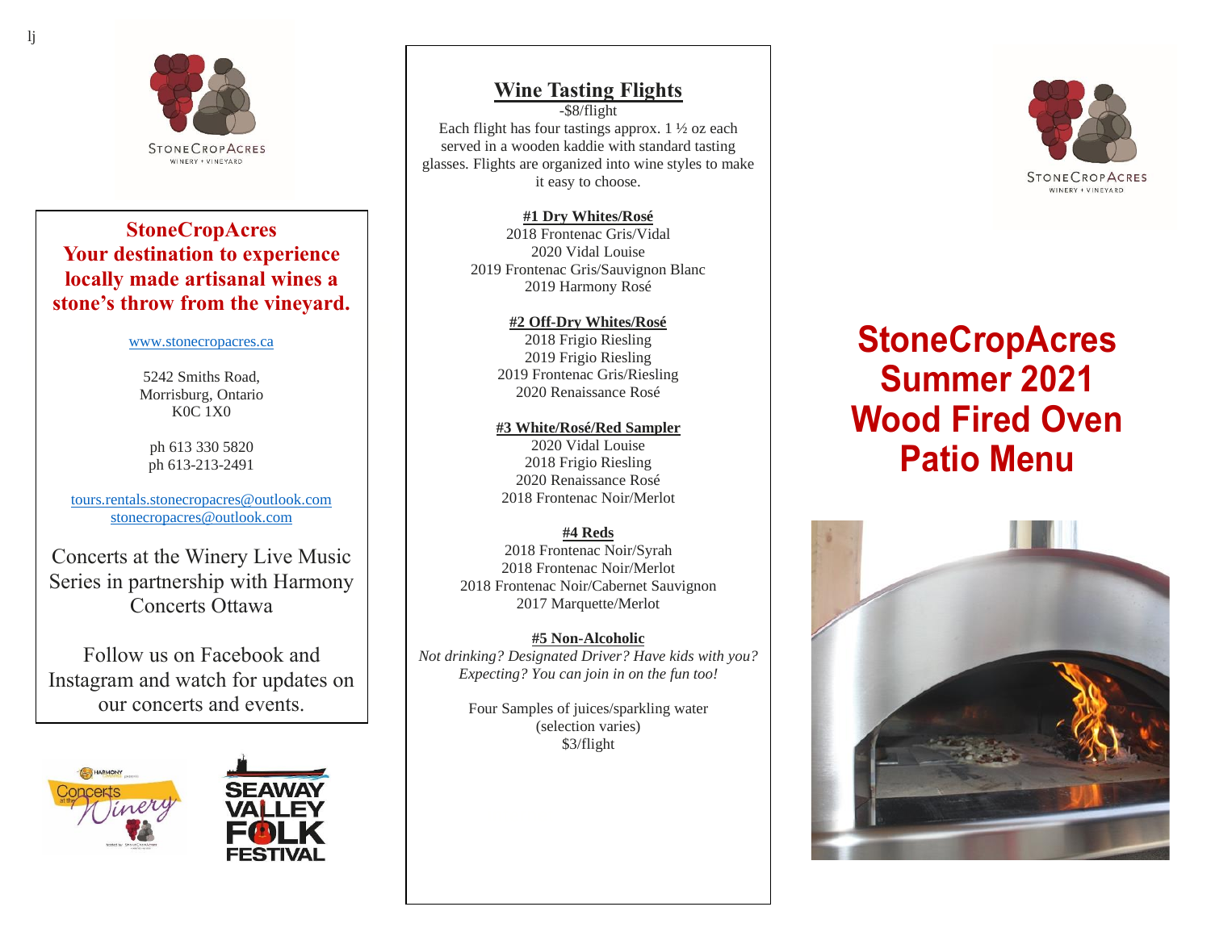lj

STONECROPACRES
WINERY + VINEYARD

**StoneCropAcres**
**Your destination to experience locally made artisanal wines a stone's throw from the vineyard.**

[www.stonecropacres.ca](http://www.stonecropacres.ca)

5242 Smiths Road,
Morrisburg, Ontario
K0C 1X0

ph 613 330 5820
ph 613-213-2491

tours.rentals.stonecropacres@outlook.com
stonecropacres@outlook.com

Concerts at the Winery Live Music Series in partnership with Harmony Concerts Ottawa

Follow us on Facebook and Instagram and watch for updates on our concerts and events.

## Wine Tasting Flights

-$8/flight

Each flight has four tastings approx. 1 ½ oz each served in a wooden kaddie with standard tasting glasses. Flights are organized into wine styles to make it easy to choose.

**#1 Dry Whites/Rosé**
2018 Frontenac Gris/Vidal
2020 Vidal Louise
2019 Frontenac Gris/Sauvignon Blanc
2019 Harmony Rosé

**#2 Off-Dry Whites/Rosé**
2018 Frigio Riesling
2019 Frigio Riesling
2019 Frontenac Gris/Riesling
2020 Renaissance Rosé

**#3 White/Rosé/Red Sampler**
2020 Vidal Louise
2018 Frigio Riesling
2020 Renaissance Rosé
2018 Frontenac Noir/Merlot

**#4 Reds**
2018 Frontenac Noir/Syrah
2018 Frontenac Noir/Merlot
2018 Frontenac Noir/Cabernet Sauvignon
2017 Marquette/Merlot

**#5 Non-Alcoholic**
*Not drinking? Designated Driver? Have kids with you? Expecting? You can join in on the fun too!*

Four Samples of juices/sparkling water
(selection varies)
$3/flight

STONECROPACRES
WINERY + VINEYARD

# StoneCropAcres Summer 2021 Wood Fired Oven Patio Menu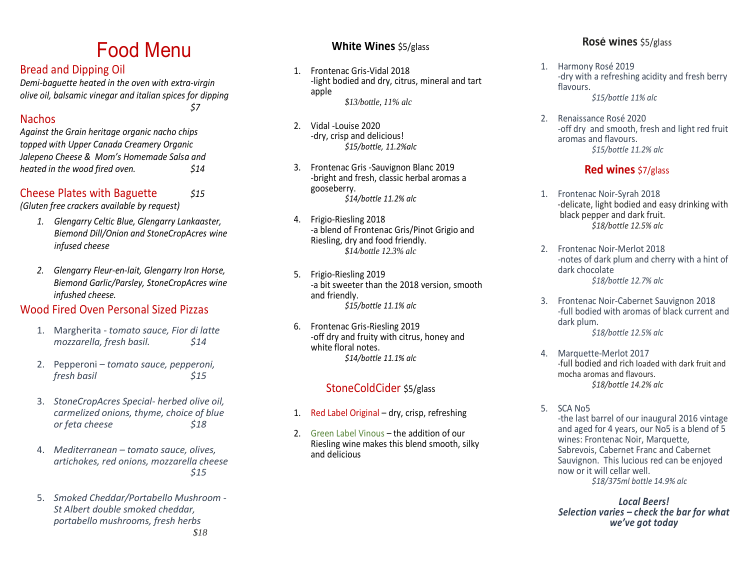# Food Menu

## Bread and Dipping Oil

*Demi-baguette heated in the oven with extra-virgin olive oil, balsamic vinegar and italian spices for dipping* *$7*

## Nachos

*Against the Grain heritage organic nacho chips topped with Upper Canada Creamery Organic Jalepeno Cheese & Mom's Homemade Salsa and heated in the wood fired oven.* *$14*

## Cheese Plates with Baguette *$15*

*(Gluten free crackers available by request)*

1. *Glengarry Celtic Blue, Glengarry Lankaaster, Biemond Dill/Onion and StoneCropAcres wine infused cheese*
2. *Glengarry Fleur-en-lait, Glengarry Iron Horse, Biemond Garlic/Parsley, StoneCropAcres wine infushed cheese.*

## Wood Fired Oven Personal Sized Pizzas

1. Margherita - *tomato sauce, Fior di latte mozzarella, fresh basil.* *$14*
2. Pepperoni – *tomato sauce, pepperoni, fresh basil* *$15*
3. *StoneCropAcres Special- herbed olive oil, carmelized onions, thyme, choice of blue or feta cheese* *$18*
4. *Mediterranean – tomato sauce, olives, artichokes, red onions, mozzarella cheese* *$15*
5. *Smoked Cheddar/Portabello Mushroom - St Albert double smoked cheddar, portabello mushrooms, fresh herbs* *$18*

## **White Wines** $5/glass

1. Frontenac Gris-Vidal 2018
   -light bodied and dry, citrus, mineral and tart apple
   *$13/bottle, 11% alc*
2. Vidal -Louise 2020
   -dry, crisp and delicious!
   *$15/bottle, 11.2%alc*
3. Frontenac Gris -Sauvignon Blanc 2019
   -bright and fresh, classic herbal aromas a gooseberry.
   *$14/bottle 11.2% alc*
4. Frigio-Riesling 2018
   -a blend of Frontenac Gris/Pinot Grigio and Riesling, dry and food friendly.
   *$14/bottle 12.3% alc*
5. Frigio-Riesling 2019
   -a bit sweeter than the 2018 version, smooth and friendly.
   *$15/bottle 11.1% alc*
6. Frontenac Gris-Riesling 2019
   -off dry and fruity with citrus, honey and white floral notes.
   *$14/bottle 11.1% alc*

## StoneColdCider $5/glass

1. Red Label Original – dry, crisp, refreshing
2. Green Label Vinous – the addition of our Riesling wine makes this blend smooth, silky and delicious

## **Rosé wines** $5/glass

1. Harmony Rosé 2019
   -dry with a refreshing acidity and fresh berry flavours.
   *$15/bottle 11% alc*
2. Renaissance Rosé 2020
   -off dry and smooth, fresh and light red fruit aromas and flavours.
   *$15/bottle 11.2% alc*

## **Red wines** $7/glass

1. Frontenac Noir-Syrah 2018
   -delicate, light bodied and easy drinking with black pepper and dark fruit.
   *$18/bottle 12.5% alc*
2. Frontenac Noir-Merlot 2018
   -notes of dark plum and cherry with a hint of dark chocolate
   *$18/bottle 12.7% alc*
3. Frontenac Noir-Cabernet Sauvignon 2018
   -full bodied with aromas of black current and dark plum.
   *$18/bottle 12.5% alc*
4. Marquette-Merlot 2017
   -full bodied and rich loaded with dark fruit and mocha aromas and flavours.
   *$18/bottle 14.2% alc*
5. SCA No5
   -the last barrel of our inaugural 2016 vintage and aged for 4 years, our No5 is a blend of 5 wines: Frontenac Noir, Marquette, Sabrevois, Cabernet Franc and Cabernet Sauvignon. This lucious red can be enjoyed now or it will cellar well.
   *$18/375ml bottle 14.9% alc*

***Local Beers!***
***Selection varies – check the bar for what we've got today***